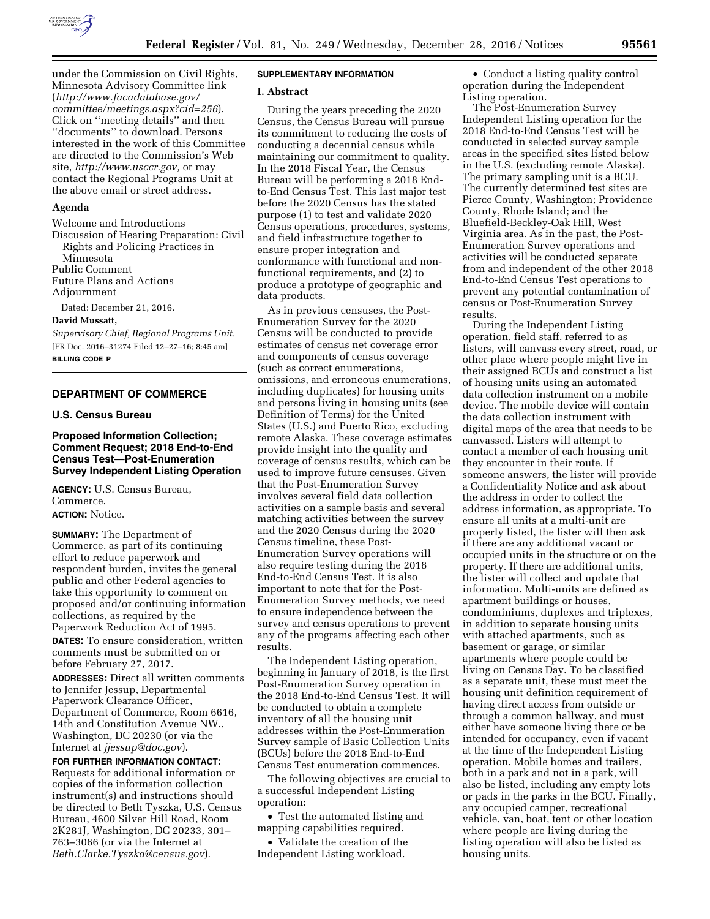under the Commission on Civil Rights, Minnesota Advisory Committee link (*http://www.facadatabase.gov/committee/meetings.aspx?cid=256*). Click on ''meeting details'' and then ''documents'' to download. Persons interested in the work of this Committee are directed to the Commission's Web site, *http://www.usccr.gov,* or may contact the Regional Programs Unit at the above email or street address.

## Agenda

Welcome and Introductions
Discussion of Hearing Preparation: Civil Rights and Policing Practices in Minnesota
Public Comment
Future Plans and Actions
Adjournment

Dated: December 21, 2016.

**David Mussatt,**

*Supervisory Chief, Regional Programs Unit.*

[FR Doc. 2016–31274 Filed 12–27–16; 8:45 am]

**BILLING CODE P**

## DEPARTMENT OF COMMERCE

### U.S. Census Bureau

### Proposed Information Collection; Comment Request; 2018 End-to-End Census Test—Post-Enumeration Survey Independent Listing Operation

**AGENCY:** U.S. Census Bureau, Commerce.

**ACTION:** Notice.

**SUMMARY:** The Department of Commerce, as part of its continuing effort to reduce paperwork and respondent burden, invites the general public and other Federal agencies to take this opportunity to comment on proposed and/or continuing information collections, as required by the Paperwork Reduction Act of 1995.

**DATES:** To ensure consideration, written comments must be submitted on or before February 27, 2017.

**ADDRESSES:** Direct all written comments to Jennifer Jessup, Departmental Paperwork Clearance Officer, Department of Commerce, Room 6616, 14th and Constitution Avenue NW., Washington, DC 20230 (or via the Internet at *jjessup@doc.gov*).

**FOR FURTHER INFORMATION CONTACT:** Requests for additional information or copies of the information collection instrument(s) and instructions should be directed to Beth Tyszka, U.S. Census Bureau, 4600 Silver Hill Road, Room 2K281J, Washington, DC 20233, 301–763–3066 (or via the Internet at *Beth.Clarke.Tyszka@census.gov*).

**SUPPLEMENTARY INFORMATION**

## I. Abstract

During the years preceding the 2020 Census, the Census Bureau will pursue its commitment to reducing the costs of conducting a decennial census while maintaining our commitment to quality. In the 2018 Fiscal Year, the Census Bureau will be performing a 2018 End-to-End Census Test. This last major test before the 2020 Census has the stated purpose (1) to test and validate 2020 Census operations, procedures, systems, and field infrastructure together to ensure proper integration and conformance with functional and non-functional requirements, and (2) to produce a prototype of geographic and data products.

As in previous censuses, the Post-Enumeration Survey for the 2020 Census will be conducted to provide estimates of census net coverage error and components of census coverage (such as correct enumerations, omissions, and erroneous enumerations, including duplicates) for housing units and persons living in housing units (see Definition of Terms) for the United States (U.S.) and Puerto Rico, excluding remote Alaska. These coverage estimates provide insight into the quality and coverage of census results, which can be used to improve future censuses. Given that the Post-Enumeration Survey involves several field data collection activities on a sample basis and several matching activities between the survey and the 2020 Census during the 2020 Census timeline, these Post-Enumeration Survey operations will also require testing during the 2018 End-to-End Census Test. It is also important to note that for the Post-Enumeration Survey methods, we need to ensure independence between the survey and census operations to prevent any of the programs affecting each other results.

The Independent Listing operation, beginning in January of 2018, is the first Post-Enumeration Survey operation in the 2018 End-to-End Census Test. It will be conducted to obtain a complete inventory of all the housing unit addresses within the Post-Enumeration Survey sample of Basic Collection Units (BCUs) before the 2018 End-to-End Census Test enumeration commences.

The following objectives are crucial to a successful Independent Listing operation:

- Test the automated listing and mapping capabilities required.
- Validate the creation of the Independent Listing workload.
- Conduct a listing quality control operation during the Independent Listing operation.

The Post-Enumeration Survey Independent Listing operation for the 2018 End-to-End Census Test will be conducted in selected survey sample areas in the specified sites listed below in the U.S. (excluding remote Alaska). The primary sampling unit is a BCU. The currently determined test sites are Pierce County, Washington; Providence County, Rhode Island; and the Bluefield-Beckley-Oak Hill, West Virginia area. As in the past, the Post-Enumeration Survey operations and activities will be conducted separate from and independent of the other 2018 End-to-End Census Test operations to prevent any potential contamination of census or Post-Enumeration Survey results.

During the Independent Listing operation, field staff, referred to as listers, will canvass every street, road, or other place where people might live in their assigned BCUs and construct a list of housing units using an automated data collection instrument on a mobile device. The mobile device will contain the data collection instrument with digital maps of the area that needs to be canvassed. Listers will attempt to contact a member of each housing unit they encounter in their route. If someone answers, the lister will provide a Confidentiality Notice and ask about the address in order to collect the address information, as appropriate. To ensure all units at a multi-unit are properly listed, the lister will then ask if there are any additional vacant or occupied units in the structure or on the property. If there are additional units, the lister will collect and update that information. Multi-units are defined as apartment buildings or houses, condominiums, duplexes and triplexes, in addition to separate housing units with attached apartments, such as basement or garage, or similar apartments where people could be living on Census Day. To be classified as a separate unit, these must meet the housing unit definition requirement of having direct access from outside or through a common hallway, and must either have someone living there or be intended for occupancy, even if vacant at the time of the Independent Listing operation. Mobile homes and trailers, both in a park and not in a park, will also be listed, including any empty lots or pads in the parks in the BCU. Finally, any occupied camper, recreational vehicle, van, boat, tent or other location where people are living during the listing operation will also be listed as housing units.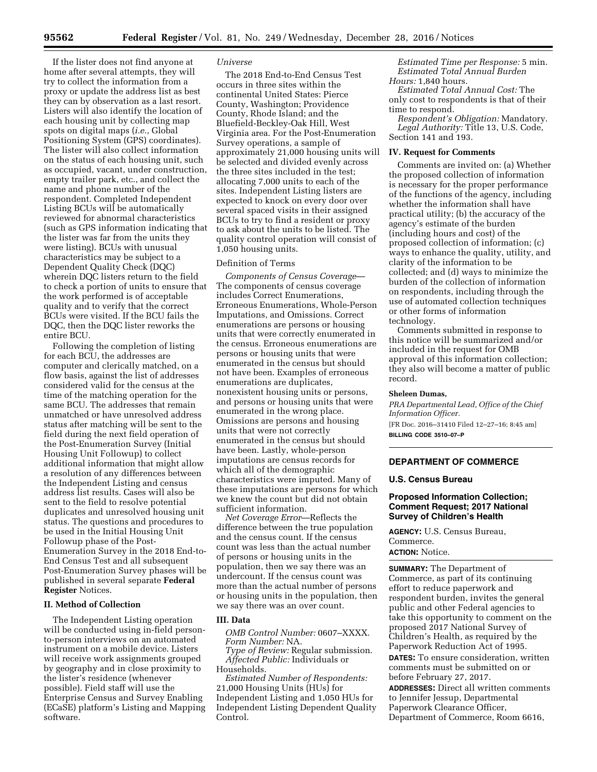If the lister does not find anyone at home after several attempts, they will try to collect the information from a proxy or update the address list as best they can by observation as a last resort. Listers will also identify the location of each housing unit by collecting map spots on digital maps (*i.e.,* Global Positioning System (GPS) coordinates). The lister will also collect information on the status of each housing unit, such as occupied, vacant, under construction, empty trailer park, etc., and collect the name and phone number of the respondent. Completed Independent Listing BCUs will be automatically reviewed for abnormal characteristics (such as GPS information indicating that the lister was far from the units they were listing). BCUs with unusual characteristics may be subject to a Dependent Quality Check (DQC) wherein DQC listers return to the field to check a portion of units to ensure that the work performed is of acceptable quality and to verify that the correct BCUs were visited. If the BCU fails the DQC, then the DQC lister reworks the entire BCU.

Following the completion of listing for each BCU, the addresses are computer and clerically matched, on a flow basis, against the list of addresses considered valid for the census at the time of the matching operation for the same BCU. The addresses that remain unmatched or have unresolved address status after matching will be sent to the field during the next field operation of the Post-Enumeration Survey (Initial Housing Unit Followup) to collect additional information that might allow a resolution of any differences between the Independent Listing and census address list results. Cases will also be sent to the field to resolve potential duplicates and unresolved housing unit status. The questions and procedures to be used in the Initial Housing Unit Followup phase of the Post-Enumeration Survey in the 2018 End-to-End Census Test and all subsequent Post-Enumeration Survey phases will be published in several separate **Federal Register** Notices.

## II. Method of Collection

The Independent Listing operation will be conducted using in-field person-to-person interviews on an automated instrument on a mobile device. Listers will receive work assignments grouped by geography and in close proximity to the lister's residence (whenever possible). Field staff will use the Enterprise Census and Survey Enabling (ECaSE) platform's Listing and Mapping software.

*Universe*

The 2018 End-to-End Census Test occurs in three sites within the continental United States: Pierce County, Washington; Providence County, Rhode Island; and the Bluefield-Beckley-Oak Hill, West Virginia area. For the Post-Enumeration Survey operations, a sample of approximately 21,000 housing units will be selected and divided evenly across the three sites included in the test; allocating 7,000 units to each of the sites. Independent Listing listers are expected to knock on every door over several spaced visits in their assigned BCUs to try to find a resident or proxy to ask about the units to be listed. The quality control operation will consist of 1,050 housing units.

Definition of Terms

*Components of Census Coverage*—The components of census coverage includes Correct Enumerations, Erroneous Enumerations, Whole-Person Imputations, and Omissions. Correct enumerations are persons or housing units that were correctly enumerated in the census. Erroneous enumerations are persons or housing units that were enumerated in the census but should not have been. Examples of erroneous enumerations are duplicates, nonexistent housing units or persons, and persons or housing units that were enumerated in the wrong place. Omissions are persons and housing units that were not correctly enumerated in the census but should have been. Lastly, whole-person imputations are census records for which all of the demographic characteristics were imputed. Many of these imputations are persons for which we knew the count but did not obtain sufficient information.

*Net Coverage Error*—Reflects the difference between the true population and the census count. If the census count was less than the actual number of persons or housing units in the population, then we say there was an undercount. If the census count was more than the actual number of persons or housing units in the population, then we say there was an over count.

## III. Data

*OMB Control Number:* 0607–XXXX.

*Form Number:* NA.

*Type of Review:* Regular submission.

*Affected Public:* Individuals or Households.

*Estimated Number of Respondents:* 21,000 Housing Units (HUs) for Independent Listing and 1,050 HUs for Independent Listing Dependent Quality Control.

*Estimated Time per Response:* 5 min.

*Estimated Total Annual Burden Hours:* 1,840 hours.

*Estimated Total Annual Cost:* The only cost to respondents is that of their time to respond.

*Respondent's Obligation:* Mandatory.

*Legal Authority:* Title 13, U.S. Code, Section 141 and 193.

## IV. Request for Comments

Comments are invited on: (a) Whether the proposed collection of information is necessary for the proper performance of the functions of the agency, including whether the information shall have practical utility; (b) the accuracy of the agency's estimate of the burden (including hours and cost) of the proposed collection of information; (c) ways to enhance the quality, utility, and clarity of the information to be collected; and (d) ways to minimize the burden of the collection of information on respondents, including through the use of automated collection techniques or other forms of information technology.

Comments submitted in response to this notice will be summarized and/or included in the request for OMB approval of this information collection; they also will become a matter of public record.

**Sheleen Dumas,**

*PRA Departmental Lead, Office of the Chief Information Officer.*

[FR Doc. 2016–31410 Filed 12–27–16; 8:45 am]

**BILLING CODE 3510–07–P**

---

## DEPARTMENT OF COMMERCE

### U.S. Census Bureau

### Proposed Information Collection; Comment Request; 2017 National Survey of Children's Health

**AGENCY:** U.S. Census Bureau, Commerce.

**ACTION:** Notice.

**SUMMARY:** The Department of Commerce, as part of its continuing effort to reduce paperwork and respondent burden, invites the general public and other Federal agencies to take this opportunity to comment on the proposed 2017 National Survey of Children's Health, as required by the Paperwork Reduction Act of 1995.

**DATES:** To ensure consideration, written comments must be submitted on or before February 27, 2017.

**ADDRESSES:** Direct all written comments to Jennifer Jessup, Departmental Paperwork Clearance Officer, Department of Commerce, Room 6616,